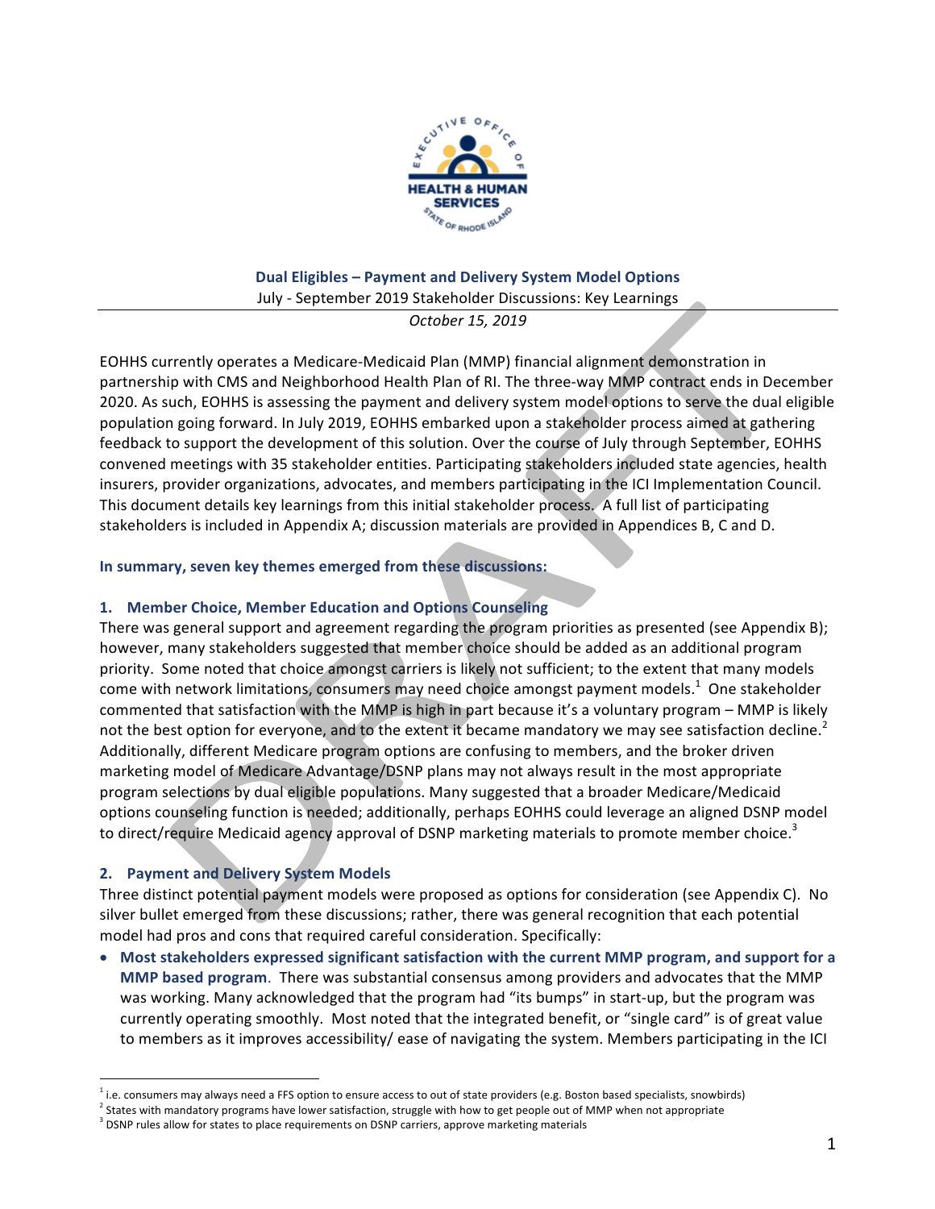**Dual Eligibles – Payment and Delivery System Model Options**

July - September 2019 Stakeholder Discussions: Key Learnings

*October 15, 2019*

EOHHS currently operates a Medicare-Medicaid Plan (MMP) financial alignment demonstration in partnership with CMS and Neighborhood Health Plan of RI. The three-way MMP contract ends in December 2020. As such, EOHHS is assessing the payment and delivery system model options to serve the dual eligible population going forward. In July 2019, EOHHS embarked upon a stakeholder process aimed at gathering feedback to support the development of this solution. Over the course of July through September, EOHHS convened meetings with 35 stakeholder entities. Participating stakeholders included state agencies, health insurers, provider organizations, advocates, and members participating in the ICI Implementation Council. This document details key learnings from this initial stakeholder process. A full list of participating stakeholders is included in Appendix A; discussion materials are provided in Appendices B, C and D.

**In summary, seven key themes emerged from these discussions:**

## 1. Member Choice, Member Education and Options Counseling

There was general support and agreement regarding the program priorities as presented (see Appendix B); however, many stakeholders suggested that member choice should be added as an additional program priority. Some noted that choice amongst carriers is likely not sufficient; to the extent that many models come with network limitations, consumers may need choice amongst payment models.[1] One stakeholder commented that satisfaction with the MMP is high in part because it's a voluntary program – MMP is likely not the best option for everyone, and to the extent it became mandatory we may see satisfaction decline.[2] Additionally, different Medicare program options are confusing to members, and the broker driven marketing model of Medicare Advantage/DSNP plans may not always result in the most appropriate program selections by dual eligible populations. Many suggested that a broader Medicare/Medicaid options counseling function is needed; additionally, perhaps EOHHS could leverage an aligned DSNP model to direct/require Medicaid agency approval of DSNP marketing materials to promote member choice.[3]

## 2. Payment and Delivery System Models

Three distinct potential payment models were proposed as options for consideration (see Appendix C). No silver bullet emerged from these discussions; rather, there was general recognition that each potential model had pros and cons that required careful consideration. Specifically:

- **Most stakeholders expressed significant satisfaction with the current MMP program, and support for a MMP based program.** There was substantial consensus among providers and advocates that the MMP was working. Many acknowledged that the program had "its bumps" in start-up, but the program was currently operating smoothly. Most noted that the integrated benefit, or "single card" is of great value to members as it improves accessibility/ ease of navigating the system. Members participating in the ICI

---

[1] i.e. consumers may always need a FFS option to ensure access to out of state providers (e.g. Boston based specialists, snowbirds)

[2] States with mandatory programs have lower satisfaction, struggle with how to get people out of MMP when not appropriate

[3] DSNP rules allow for states to place requirements on DSNP carriers, approve marketing materials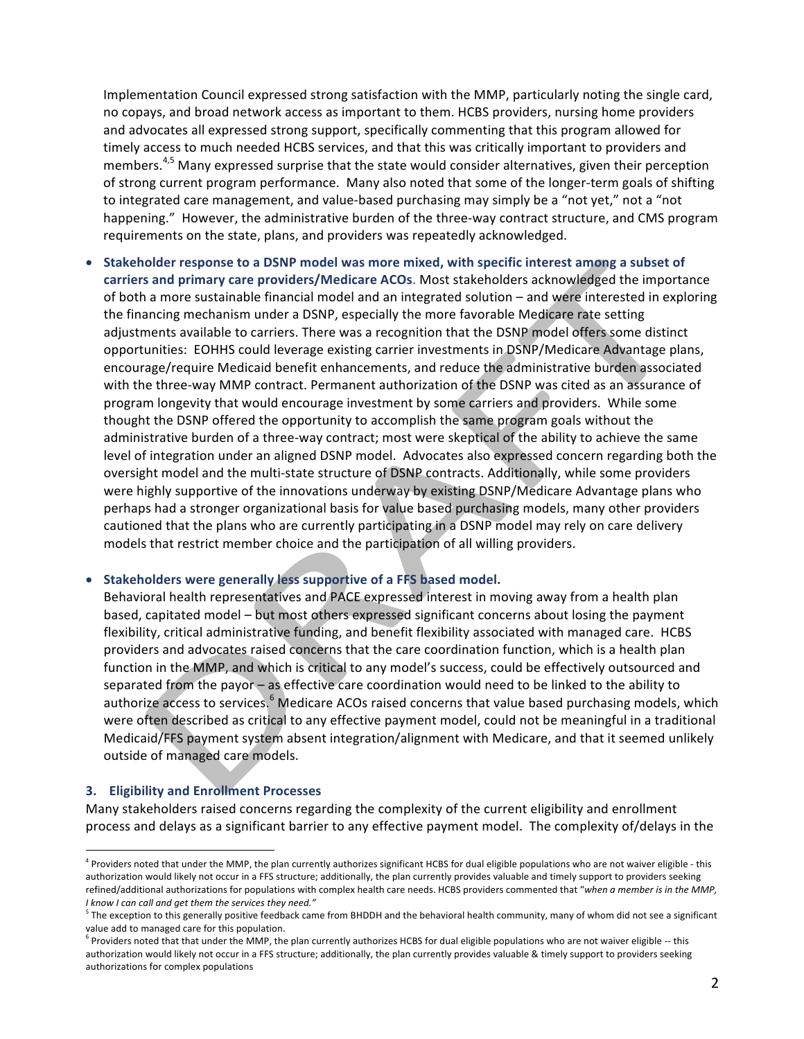Implementation Council expressed strong satisfaction with the MMP, particularly noting the single card, no copays, and broad network access as important to them. HCBS providers, nursing home providers and advocates all expressed strong support, specifically commenting that this program allowed for timely access to much needed HCBS services, and that this was critically important to providers and members.[4,5] Many expressed surprise that the state would consider alternatives, given their perception of strong current program performance. Many also noted that some of the longer-term goals of shifting to integrated care management, and value-based purchasing may simply be a "not yet," not a "not happening." However, the administrative burden of the three-way contract structure, and CMS program requirements on the state, plans, and providers was repeatedly acknowledged.

- **Stakeholder response to a DSNP model was more mixed, with specific interest among a subset of carriers and primary care providers/Medicare ACOs**. Most stakeholders acknowledged the importance of both a more sustainable financial model and an integrated solution – and were interested in exploring the financing mechanism under a DSNP, especially the more favorable Medicare rate setting adjustments available to carriers. There was a recognition that the DSNP model offers some distinct opportunities: EOHHS could leverage existing carrier investments in DSNP/Medicare Advantage plans, encourage/require Medicaid benefit enhancements, and reduce the administrative burden associated with the three-way MMP contract. Permanent authorization of the DSNP was cited as an assurance of program longevity that would encourage investment by some carriers and providers. While some thought the DSNP offered the opportunity to accomplish the same program goals without the administrative burden of a three-way contract; most were skeptical of the ability to achieve the same level of integration under an aligned DSNP model. Advocates also expressed concern regarding both the oversight model and the multi-state structure of DSNP contracts. Additionally, while some providers were highly supportive of the innovations underway by existing DSNP/Medicare Advantage plans who perhaps had a stronger organizational basis for value based purchasing models, many other providers cautioned that the plans who are currently participating in a DSNP model may rely on care delivery models that restrict member choice and the participation of all willing providers.

- **Stakeholders were generally less supportive of a FFS based model.**
  Behavioral health representatives and PACE expressed interest in moving away from a health plan based, capitated model – but most others expressed significant concerns about losing the payment flexibility, critical administrative funding, and benefit flexibility associated with managed care. HCBS providers and advocates raised concerns that the care coordination function, which is a health plan function in the MMP, and which is critical to any model's success, could be effectively outsourced and separated from the payor – as effective care coordination would need to be linked to the ability to authorize access to services.[6] Medicare ACOs raised concerns that value based purchasing models, which were often described as critical to any effective payment model, could not be meaningful in a traditional Medicaid/FFS payment system absent integration/alignment with Medicare, and that it seemed unlikely outside of managed care models.

### 3. Eligibility and Enrollment Processes

Many stakeholders raised concerns regarding the complexity of the current eligibility and enrollment process and delays as a significant barrier to any effective payment model. The complexity of/delays in the

---

[4] Providers noted that under the MMP, the plan currently authorizes significant HCBS for dual eligible populations who are not waiver eligible - this authorization would likely not occur in a FFS structure; additionally, the plan currently provides valuable and timely support to providers seeking refined/additional authorizations for populations with complex health care needs. HCBS providers commented that "*when a member is in the MMP, I know I can call and get them the services they need.*"

[5] The exception to this generally positive feedback came from BHDDH and the behavioral health community, many of whom did not see a significant value add to managed care for this population.

[6] Providers noted that that under the MMP, the plan currently authorizes HCBS for dual eligible populations who are not waiver eligible -- this authorization would likely not occur in a FFS structure; additionally, the plan currently provides valuable & timely support to providers seeking authorizations for complex populations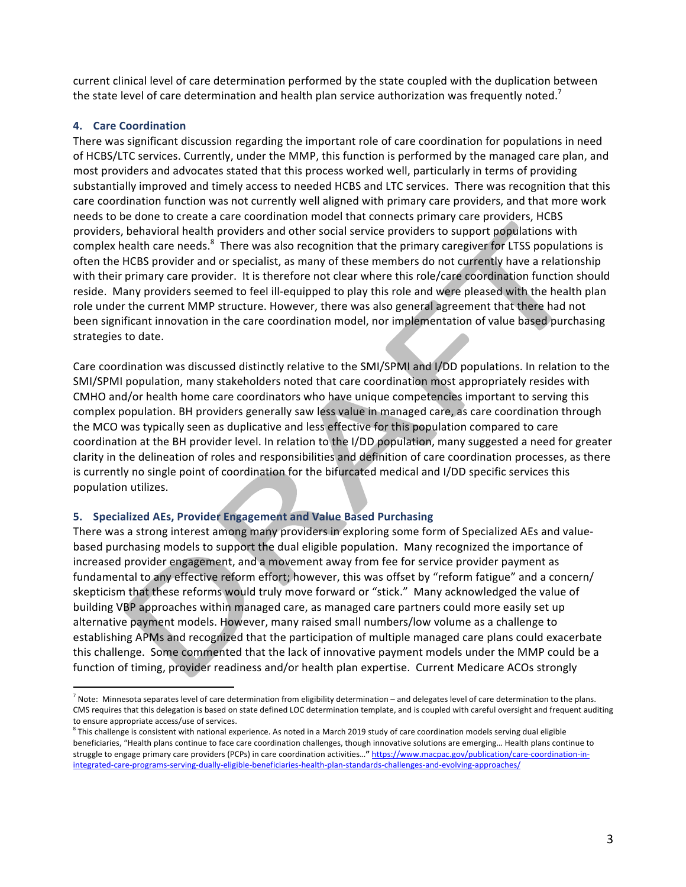current clinical level of care determination performed by the state coupled with the duplication between the state level of care determination and health plan service authorization was frequently noted.[7]

### 4. Care Coordination

There was significant discussion regarding the important role of care coordination for populations in need of HCBS/LTC services. Currently, under the MMP, this function is performed by the managed care plan, and most providers and advocates stated that this process worked well, particularly in terms of providing substantially improved and timely access to needed HCBS and LTC services. There was recognition that this care coordination function was not currently well aligned with primary care providers, and that more work needs to be done to create a care coordination model that connects primary care providers, HCBS providers, behavioral health providers and other social service providers to support populations with complex health care needs.[8] There was also recognition that the primary caregiver for LTSS populations is often the HCBS provider and or specialist, as many of these members do not currently have a relationship with their primary care provider. It is therefore not clear where this role/care coordination function should reside. Many providers seemed to feel ill-equipped to play this role and were pleased with the health plan role under the current MMP structure. However, there was also general agreement that there had not been significant innovation in the care coordination model, nor implementation of value based purchasing strategies to date.

Care coordination was discussed distinctly relative to the SMI/SPMI and I/DD populations. In relation to the SMI/SPMI population, many stakeholders noted that care coordination most appropriately resides with CMHO and/or health home care coordinators who have unique competencies important to serving this complex population. BH providers generally saw less value in managed care, as care coordination through the MCO was typically seen as duplicative and less effective for this population compared to care coordination at the BH provider level. In relation to the I/DD population, many suggested a need for greater clarity in the delineation of roles and responsibilities and definition of care coordination processes, as there is currently no single point of coordination for the bifurcated medical and I/DD specific services this population utilizes.

### 5. Specialized AEs, Provider Engagement and Value Based Purchasing

There was a strong interest among many providers in exploring some form of Specialized AEs and value-based purchasing models to support the dual eligible population. Many recognized the importance of increased provider engagement, and a movement away from fee for service provider payment as fundamental to any effective reform effort; however, this was offset by "reform fatigue" and a concern/ skepticism that these reforms would truly move forward or "stick." Many acknowledged the value of building VBP approaches within managed care, as managed care partners could more easily set up alternative payment models. However, many raised small numbers/low volume as a challenge to establishing APMs and recognized that the participation of multiple managed care plans could exacerbate this challenge. Some commented that the lack of innovative payment models under the MMP could be a function of timing, provider readiness and/or health plan expertise. Current Medicare ACOs strongly

---

[7] Note: Minnesota separates level of care determination from eligibility determination – and delegates level of care determination to the plans. CMS requires that this delegation is based on state defined LOC determination template, and is coupled with careful oversight and frequent auditing to ensure appropriate access/use of services.

[8] This challenge is consistent with national experience. As noted in a March 2019 study of care coordination models serving dual eligible beneficiaries, "Health plans continue to face care coordination challenges, though innovative solutions are emerging… Health plans continue to struggle to engage primary care providers (PCPs) in care coordination activities…" https://www.macpac.gov/publication/care-coordination-in-integrated-care-programs-serving-dually-eligible-beneficiaries-health-plan-standards-challenges-and-evolving-approaches/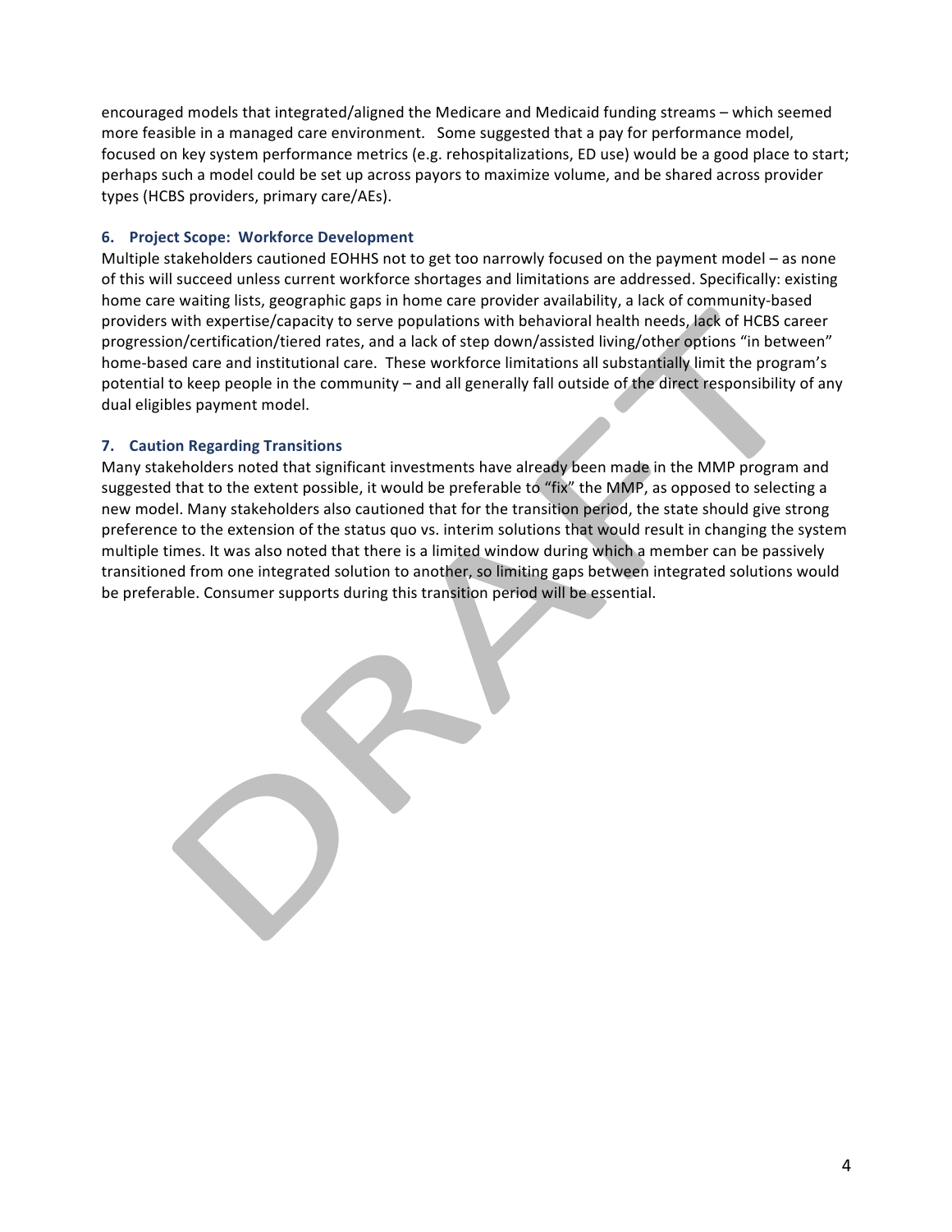encouraged models that integrated/aligned the Medicare and Medicaid funding streams – which seemed more feasible in a managed care environment. Some suggested that a pay for performance model, focused on key system performance metrics (e.g. rehospitalizations, ED use) would be a good place to start; perhaps such a model could be set up across payors to maximize volume, and be shared across provider types (HCBS providers, primary care/AEs).

### 6. Project Scope: Workforce Development

Multiple stakeholders cautioned EOHHS not to get too narrowly focused on the payment model – as none of this will succeed unless current workforce shortages and limitations are addressed. Specifically: existing home care waiting lists, geographic gaps in home care provider availability, a lack of community-based providers with expertise/capacity to serve populations with behavioral health needs, lack of HCBS career progression/certification/tiered rates, and a lack of step down/assisted living/other options "in between" home-based care and institutional care. These workforce limitations all substantially limit the program's potential to keep people in the community – and all generally fall outside of the direct responsibility of any dual eligibles payment model.

### 7. Caution Regarding Transitions

Many stakeholders noted that significant investments have already been made in the MMP program and suggested that to the extent possible, it would be preferable to "fix" the MMP, as opposed to selecting a new model. Many stakeholders also cautioned that for the transition period, the state should give strong preference to the extension of the status quo vs. interim solutions that would result in changing the system multiple times. It was also noted that there is a limited window during which a member can be passively transitioned from one integrated solution to another, so limiting gaps between integrated solutions would be preferable. Consumer supports during this transition period will be essential.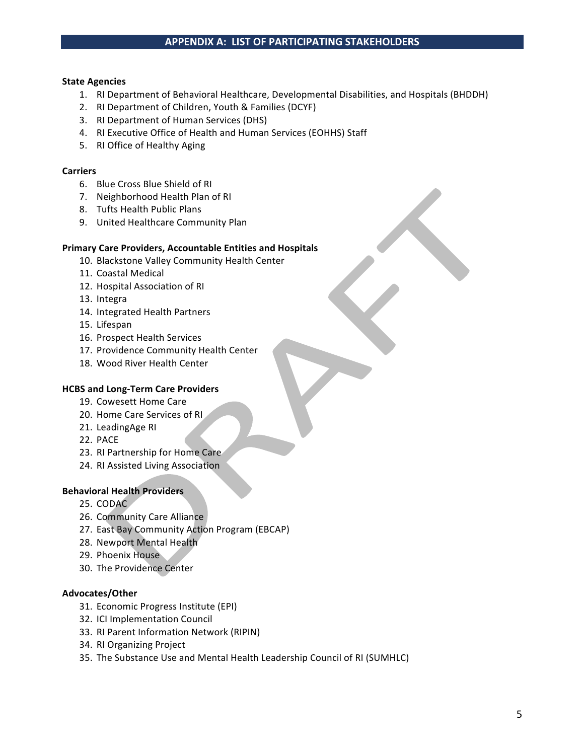## APPENDIX A: LIST OF PARTICIPATING STAKEHOLDERS

**State Agencies**

1. RI Department of Behavioral Healthcare, Developmental Disabilities, and Hospitals (BHDDH)
2. RI Department of Children, Youth & Families (DCYF)
3. RI Department of Human Services (DHS)
4. RI Executive Office of Health and Human Services (EOHHS) Staff
5. RI Office of Healthy Aging

**Carriers**

6. Blue Cross Blue Shield of RI
7. Neighborhood Health Plan of RI
8. Tufts Health Public Plans
9. United Healthcare Community Plan

**Primary Care Providers, Accountable Entities and Hospitals**

10. Blackstone Valley Community Health Center
11. Coastal Medical
12. Hospital Association of RI
13. Integra
14. Integrated Health Partners
15. Lifespan
16. Prospect Health Services
17. Providence Community Health Center
18. Wood River Health Center

**HCBS and Long-Term Care Providers**

19. Cowesett Home Care
20. Home Care Services of RI
21. LeadingAge RI
22. PACE
23. RI Partnership for Home Care
24. RI Assisted Living Association

**Behavioral Health Providers**

25. CODAC
26. Community Care Alliance
27. East Bay Community Action Program (EBCAP)
28. Newport Mental Health
29. Phoenix House
30. The Providence Center

**Advocates/Other**

31. Economic Progress Institute (EPI)
32. ICI Implementation Council
33. RI Parent Information Network (RIPIN)
34. RI Organizing Project
35. The Substance Use and Mental Health Leadership Council of RI (SUMHLC)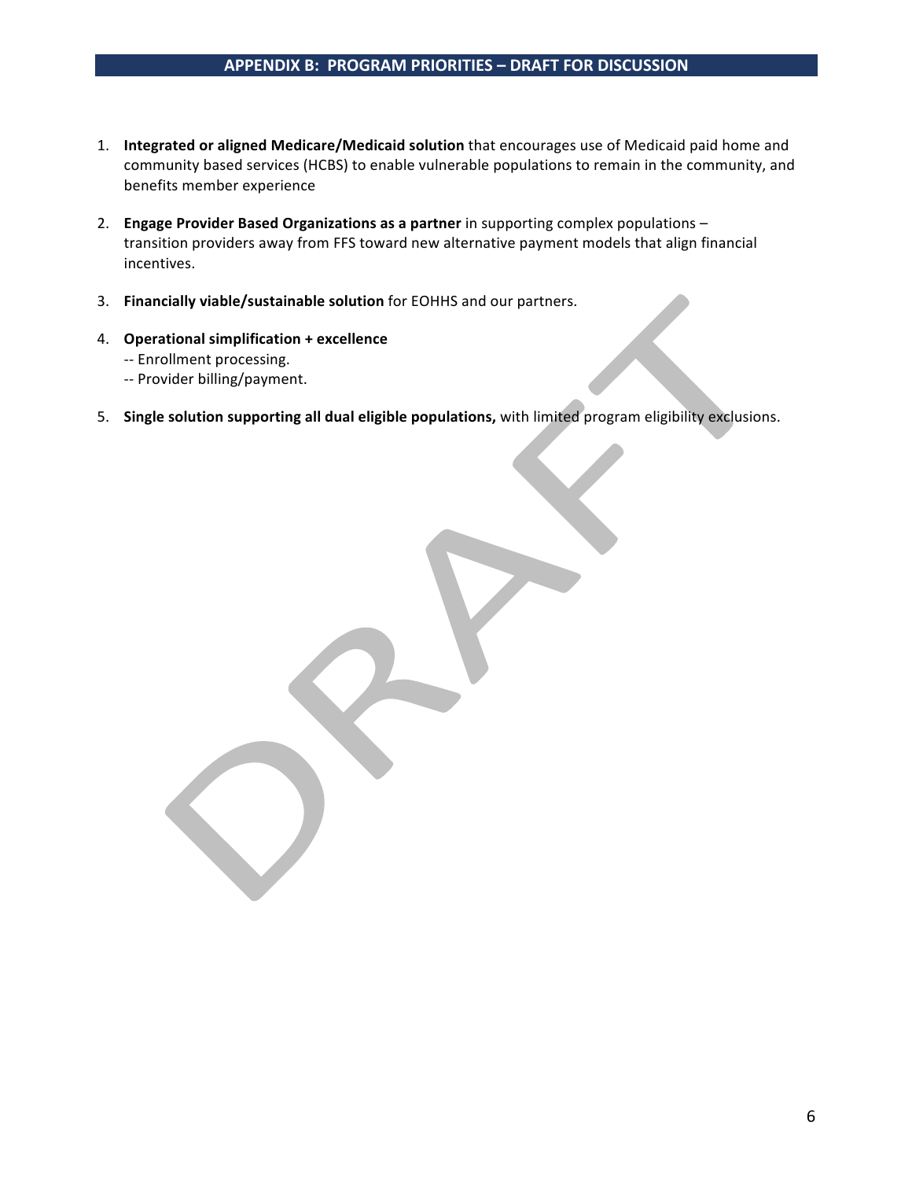## APPENDIX B: PROGRAM PRIORITIES – DRAFT FOR DISCUSSION

1. **Integrated or aligned Medicare/Medicaid solution** that encourages use of Medicaid paid home and community based services (HCBS) to enable vulnerable populations to remain in the community, and benefits member experience

2. **Engage Provider Based Organizations as a partner** in supporting complex populations – transition providers away from FFS toward new alternative payment models that align financial incentives.

3. **Financially viable/sustainable solution** for EOHHS and our partners.

4. **Operational simplification + excellence**
   -- Enrollment processing.
   -- Provider billing/payment.

5. **Single solution supporting all dual eligible populations,** with limited program eligibility exclusions.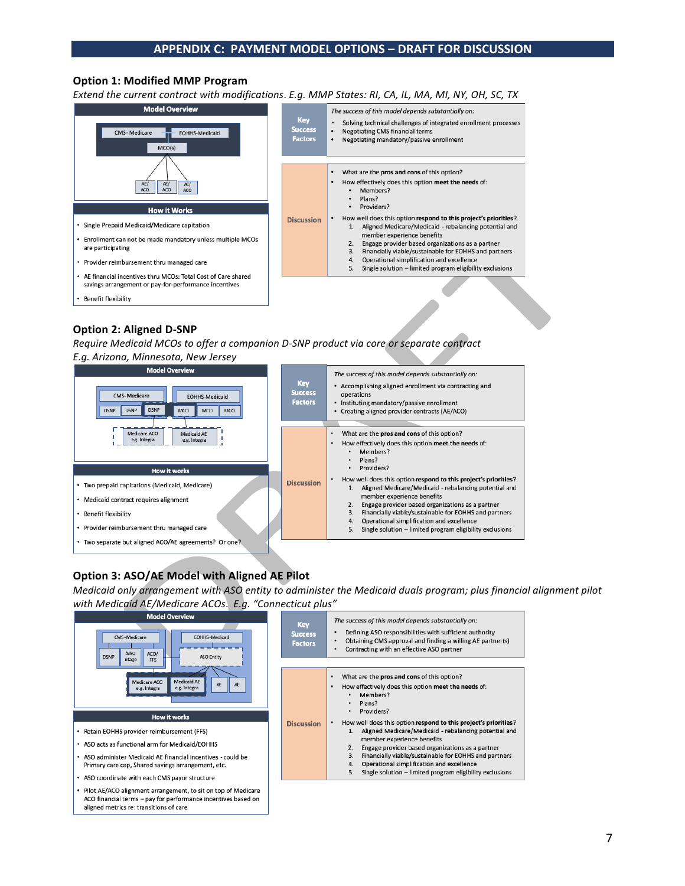## APPENDIX C: PAYMENT MODEL OPTIONS – DRAFT FOR DISCUSSION

### Option 1: Modified MMP Program

*Extend the current contract with modifications. E.g. MMP States: RI, CA, IL, MA, MI, NY, OH, SC, TX*

**Model Overview**

CMS- Medicare — EOHHS-Medicaid

MCO(s)

AE/ACO · AE/ACO · AE/ACO

**How it Works**

- Single Prepaid Medicaid/Medicare capitation
- Enrollment can not be made mandatory unless multiple MCOs are participating
- Provider reimbursement thru managed care
- AE financial incentives thru MCOs: Total Cost of Care shared savings arrangement or pay-for-performance incentives
- Benefit flexibility

**Key Success Factors**

*The success of this model depends substantially on:*

- Solving technical challenges of integrated enrollment processes
- Negotiating CMS financial terms
- Negotiating mandatory/passive enrollment

**Discussion**

- What are the **pros and cons** of this option?
- How effectively does this option **meet the needs** of:
  - Members?
  - Plans?
  - Providers?
- How well does this option **respond to this project's priorities**?
  1. Aligned Medicare/Medicaid - rebalancing potential and member experience benefits
  2. Engage provider based organizations as a partner
  3. Financially viable/sustainable for EOHHS and partners
  4. Operational simplification and excellence
  5. Single solution – limited program eligibility exclusions

### Option 2: Aligned D-SNP

*Require Medicaid MCOs to offer a companion D-SNP product via core or separate contract*
*E.g. Arizona, Minnesota, New Jersey*

**Model Overview**

CMS-Medicare: DSNP · DSNP · DSNP

EOHHS-Medicaid: MCO · MCO · MCO

Medicare ACO e.g. Integra · Medicaid AE e.g. Integra

**How it works**

- Two prepaid capitations (Medicaid, Medicare)
- Medicaid contract requires alignment
- Benefit flexibility
- Provider reimbursement thru managed care
- Two separate but aligned ACO/AE agreements? Or one?

**Key Success Factors**

*The success of this model depends substantially on:*

- Accomplishing aligned enrollment via contracting and operations
- Instituting mandatory/passive enrollment
- Creating aligned provider contracts (AE/ACO)

**Discussion**

- What are the **pros and cons** of this option?
- How effectively does this option **meet the needs** of:
  - Members?
  - Plans?
  - Providers?
- How well does this option **respond to this project's priorities**?
  1. Aligned Medicare/Medicaid - rebalancing potential and member experience benefits
  2. Engage provider based organizations as a partner
  3. Financially viable/sustainable for EOHHS and partners
  4. Operational simplification and excellence
  5. Single solution – limited program eligibility exclusions

### Option 3: ASO/AE Model with Aligned AE Pilot

*Medicaid only arrangement with ASO entity to administer the Medicaid duals program; plus financial alignment pilot with Medicaid AE/Medicare ACOs. E.g. "Connecticut plus"*

**Model Overview**

CMS-Medicare: DSNP · Advantage · ACO/FFS

EOHHS-Medicaid: ASO Entity

Medicare ACO e.g. Integra · Medicaid AE e.g. Integra · AE · AE

**How it works**

- Retain EOHHS provider reimbursement (FFS)
- ASO acts as functional arm for Medicaid/EOHHS
- ASO administer Medicaid AE financial incentives - could be Primary care cap, Shared savings arrangement, etc.
- ASO coordinate with each CMS payor structure
- Pilot AE/ACO alignment arrangement, to sit on top of Medicare ACO financial terms – pay for performance incentives based on aligned metrics re: transitions of care

**Key Success Factors**

*The success of this model depends substantially on:*

- Defining ASO responsibilities with sufficient authority
- Obtaining CMS approval and finding a willing AE partner(s)
- Contracting with an effective ASO partner

**Discussion**

- What are the **pros and cons** of this option?
- How effectively does this option **meet the needs** of:
  - Members?
  - Plans?
  - Providers?
- How well does this option **respond to this project's priorities**?
  1. Aligned Medicare/Medicaid - rebalancing potential and member experience benefits
  2. Engage provider based organizations as a partner
  3. Financially viable/sustainable for EOHHS and partners
  4. Operational simplification and excellence
  5. Single solution – limited program eligibility exclusions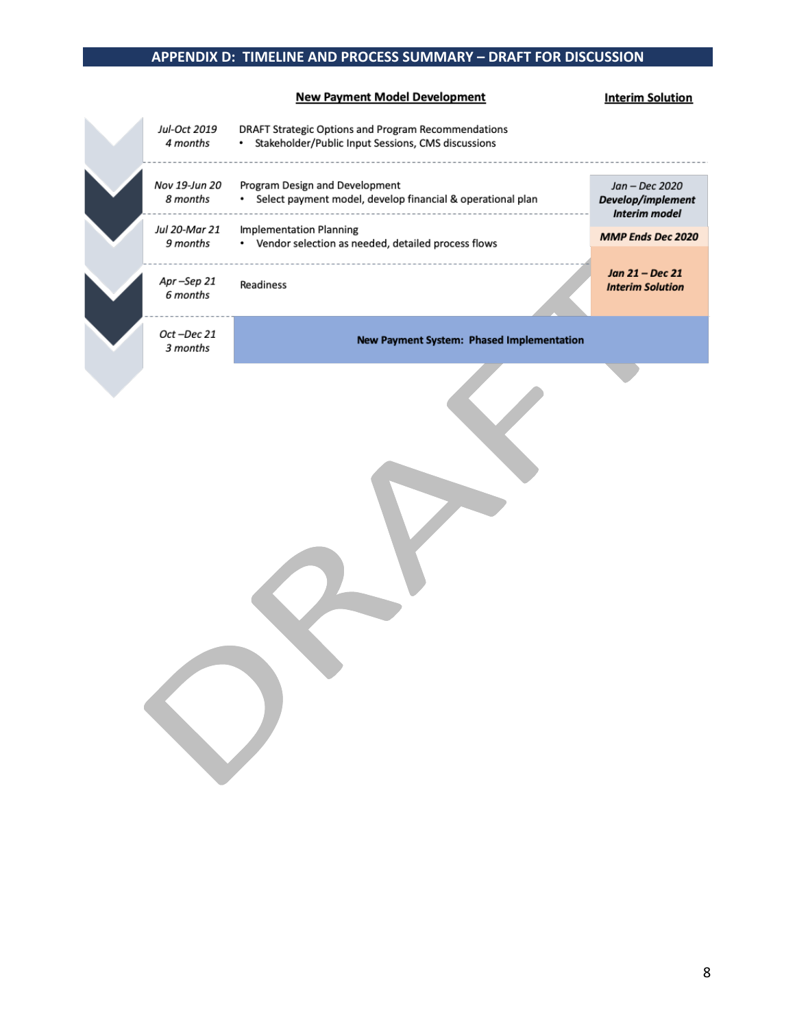## APPENDIX D: TIMELINE AND PROCESS SUMMARY – DRAFT FOR DISCUSSION

| | New Payment Model Development | Interim Solution |
|---|---|---|
| *Jul-Oct 2019*<br>*4 months* | DRAFT Strategic Options and Program Recommendations<br>• Stakeholder/Public Input Sessions, CMS discussions | |
| *Nov 19-Jun 20*<br>*8 months* | Program Design and Development<br>• Select payment model, develop financial & operational plan | *Jan – Dec 2020*<br>***Develop/implement Interim model*** |
| *Jul 20-Mar 21*<br>*9 months* | Implementation Planning<br>• Vendor selection as needed, detailed process flows | ***MMP Ends Dec 2020*** |
| *Apr –Sep 21*<br>*6 months* | Readiness | ***Jan 21 – Dec 21 Interim Solution*** |
| *Oct –Dec 21*<br>*3 months* | **New Payment System: Phased Implementation** | |

DRAFT